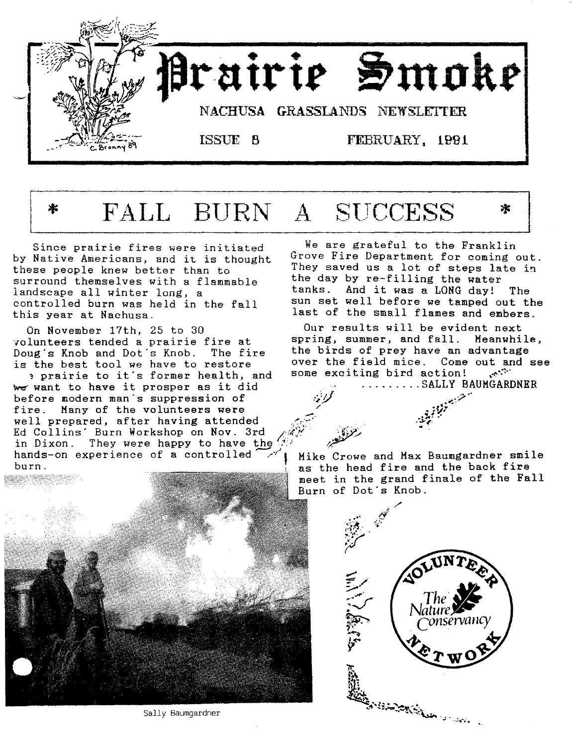# Prairie Smoke

NACHUSA GRASSLANDS NEWSLETTER

ISSUE 8 FEBRUARY, 1991

## * FALL BURN A SUCCESS *

Since prairie fires were initiated by Native Americans, and it is thought these people knew better than to surround themselves with a flammable landscape all winter long, a controlled burn was held in the fall this year at Nachusa.

On November 17th, 25 to 30 volunteers tended a prairie fire at Doug's Knob and Dot's Knob. The fire is the best tool we have to restore the prairie to it's former health, and we want to have it prosper as it did before modern man's suppression of fire. Many of the volunteers were well prepared, after having attended Ed Collins' Burn Workshop on Nov. 3rd in Dixon. They were happy to have the hands-on experience of a controlled burn.

We are grateful to the Franklin Grove Fire Department for coming out. They saved us a lot of steps late in the day by re-filling the water tanks. And it was a LONG day! The sun set well before we tamped out the last of the small flames and embers.

Our results will be evident next spring, summer, and fall. Meanwhile, the birds of prey have an advantage over the field mice. Come out and see some exciting bird action!

.........SALLY BAUMGARDNER

Mike Crowe and Max Baumgardner smile as the head fire and the back fire meet in the grand finale of the Fall Burn of Dot's Knob.

Sally Baumgardner

VOLUNTEER NETWORK — The Nature Conservancy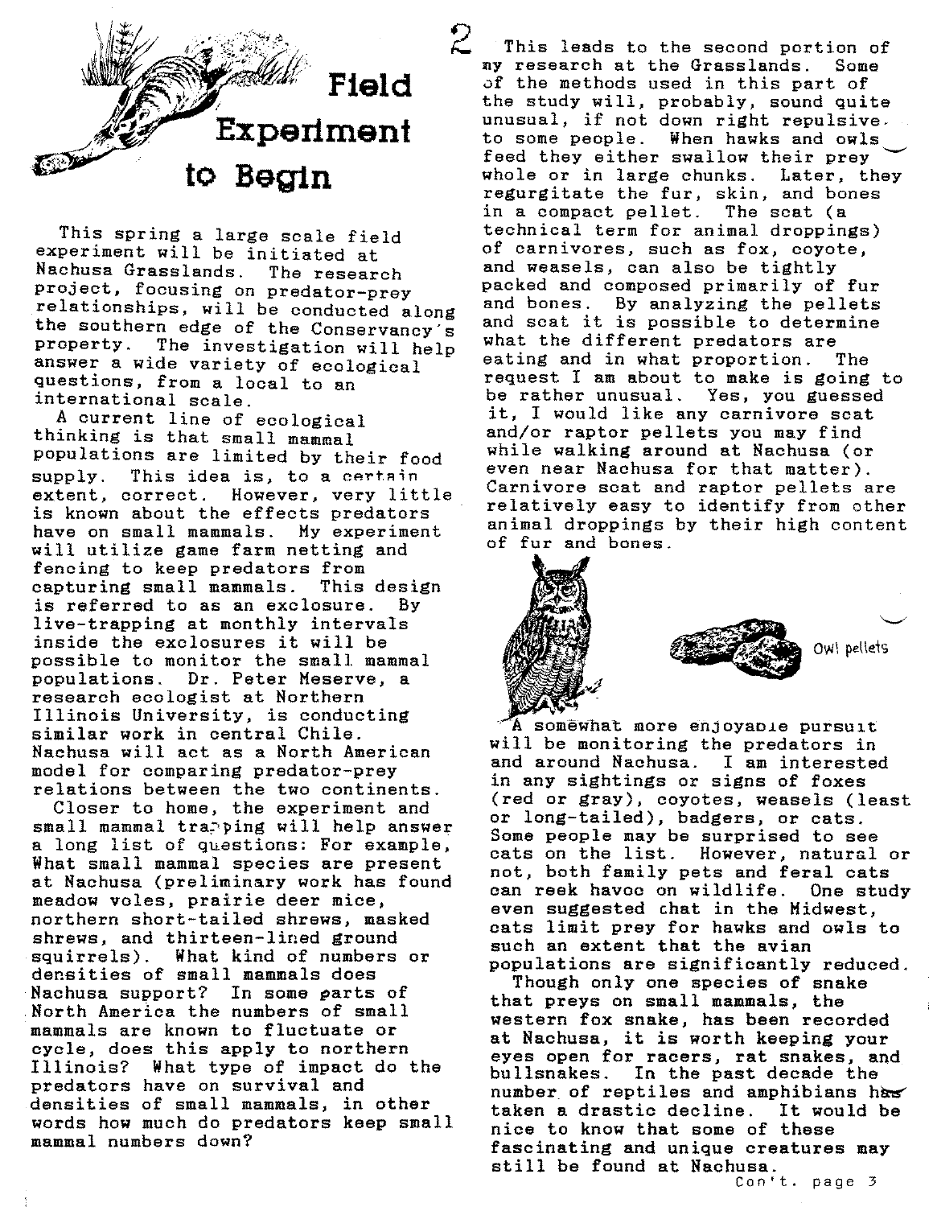# Field Experiment to Begin

This spring a large scale field experiment will be initiated at Nachusa Grasslands. The research project, focusing on predator-prey relationships, will be conducted along the southern edge of the Conservancy's property. The investigation will help answer a wide variety of ecological questions, from a local to an international scale.

A current line of ecological thinking is that small mammal populations are limited by their food supply. This idea is, to a certain extent, correct. However, very little is known about the effects predators have on small mammals. My experiment will utilize game farm netting and fencing to keep predators from capturing small mammals. This design is referred to as an exclosure. By live-trapping at monthly intervals inside the exclosures it will be possible to monitor the small mammal populations. Dr. Peter Meserve, a research ecologist at Northern Illinois University, is conducting similar work in central Chile. Nachusa will act as a North American model for comparing predator-prey relations between the two continents.

Closer to home, the experiment and small mammal trapping will help answer a long list of questions: For example, What small mammal species are present at Nachusa (preliminary work has found meadow voles, prairie deer mice, northern short-tailed shrews, masked shrews, and thirteen-lined ground squirrels). What kind of numbers or densities of small mammals does Nachusa support? In some parts of North America the numbers of small mammals are known to fluctuate or cycle, does this apply to northern Illinois? What type of impact do the predators have on survival and densities of small mammals, in other words how much do predators keep small mammal numbers down?

This leads to the second portion of my research at the Grasslands. Some of the methods used in this part of the study will, probably, sound quite unusual, if not down right repulsive to some people. When hawks and owls feed they either swallow their prey whole or in large chunks. Later, they regurgitate the fur, skin, and bones in a compact pellet. The scat (a technical term for animal droppings) of carnivores, such as fox, coyote, and weasels, can also be tightly packed and composed primarily of fur and bones. By analyzing the pellets and scat it is possible to determine what the different predators are eating and in what proportion. The request I am about to make is going to be rather unusual. Yes, you guessed it, I would like any carnivore scat and/or raptor pellets you may find while walking around at Nachusa (or even near Nachusa for that matter). Carnivore scat and raptor pellets are relatively easy to identify from other animal droppings by their high content of fur and bones.

Owl pellets

A somewhat more enjoyable pursuit will be monitoring the predators in and around Nachusa. I am interested in any sightings or signs of foxes (red or gray), coyotes, weasels (least or long-tailed), badgers, or cats. Some people may be surprised to see cats on the list. However, natural or not, both family pets and feral cats can reek havoc on wildlife. One study even suggested that in the Midwest, cats limit prey for hawks and owls to such an extent that the avian populations are significantly reduced.

Though only one species of snake that preys on small mammals, the western fox snake, has been recorded at Nachusa, it is worth keeping your eyes open for racers, rat snakes, and bullsnakes. In the past decade the number of reptiles and amphibians has taken a drastic decline. It would be nice to know that some of these fascinating and unique creatures may still be found at Nachusa.

Con't. page 3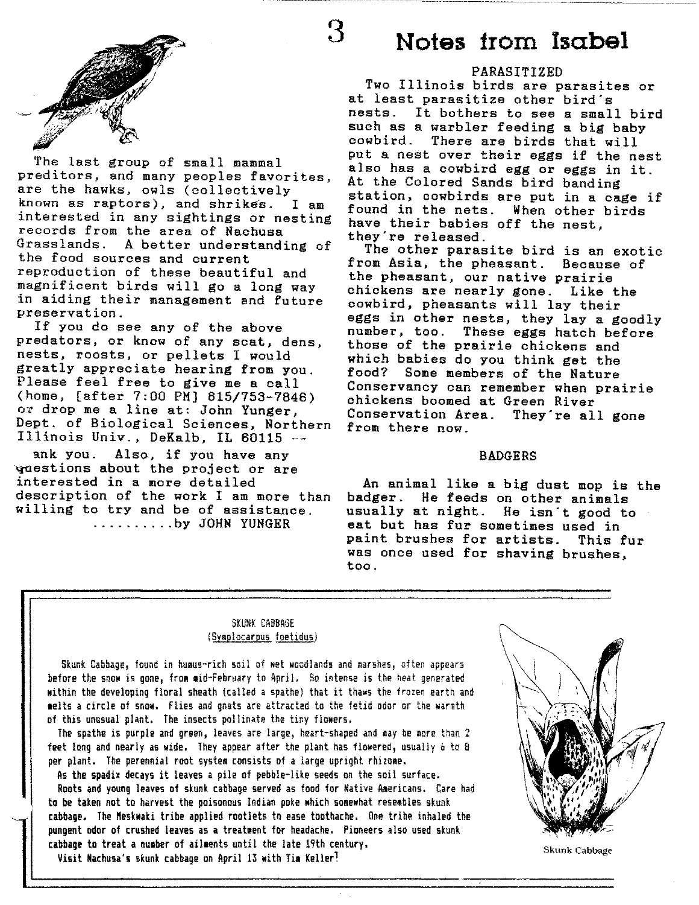The last group of small mammal preditors, and many peoples favorites, are the hawks, owls (collectively known as raptors), and shrikes. I am interested in any sightings or nesting records from the area of Nachusa Grasslands. A better understanding of the food sources and current reproduction of these beautiful and magnificent birds will go a long way in aiding their management and future preservation.

If you do see any of the above predators, or know of any scat, dens, nests, roosts, or pellets I would greatly appreciate hearing from you. Please feel free to give me a call (home, [after 7:00 PM] 815/753-7846) or drop me a line at: John Yunger, Dept. of Biological Sciences, Northern Illinois Univ., DeKalb, IL 60115 -- ank you. Also, if you have any questions about the project or are interested in a more detailed description of the work I am more than willing to try and be of assistance.

..........by JOHN YUNGER

# Notes from Isabel

### PARASITIZED

Two Illinois birds are parasites or at least parasitize other bird's nests. It bothers to see a small bird such as a warbler feeding a big baby cowbird. There are birds that will put a nest over their eggs if the nest also has a cowbird egg or eggs in it. At the Colored Sands bird banding station, cowbirds are put in a cage if found in the nets. When other birds have their babies off the nest, they're released.

The other parasite bird is an exotic from Asia, the pheasant. Because of the pheasant, our native prairie chickens are nearly gone. Like the cowbird, pheasants will lay their eggs in other nests, they lay a goodly number, too. These eggs hatch before those of the prairie chickens and which babies do you think get the food? Some members of the Nature Conservancy can remember when prairie chickens boomed at Green River Conservation Area. They're all gone from there now.

### BADGERS

An animal like a big dust mop is the badger. He feeds on other animals usually at night. He isn't good to eat but has fur sometimes used in paint brushes for artists. This fur was once used for shaving brushes, too.

---

### SKUNK CABBAGE
(*Symplocarpus foetidus*)

Skunk Cabbage, found in humus-rich soil of wet woodlands and marshes, often appears before the snow is gone, from mid-February to April. So intense is the heat generated within the developing floral sheath (called a spathe) that it thaws the frozen earth and melts a circle of snow. Flies and gnats are attracted to the fetid odor or the warmth of this unusual plant. The insects pollinate the tiny flowers.

The spathe is purple and green, leaves are large, heart-shaped and may be more than 2 feet long and nearly as wide. They appear after the plant has flowered, usually 6 to 8 per plant. The perennial root system consists of a large upright rhizome.

As the spadix decays it leaves a pile of pebble-like seeds on the soil surface.

Roots and young leaves of skunk cabbage served as food for Native Americans. Care had to be taken not to harvest the poisonous Indian poke which somewhat resembles skunk cabbage. The Meskwaki tribe applied rootlets to ease toothache. One tribe inhaled the pungent odor of crushed leaves as a treatment for headache. Pioneers also used skunk cabbage to treat a number of ailments until the late 19th century.

Visit Nachusa's skunk cabbage on April 13 with Tim Keller!

Skunk Cabbage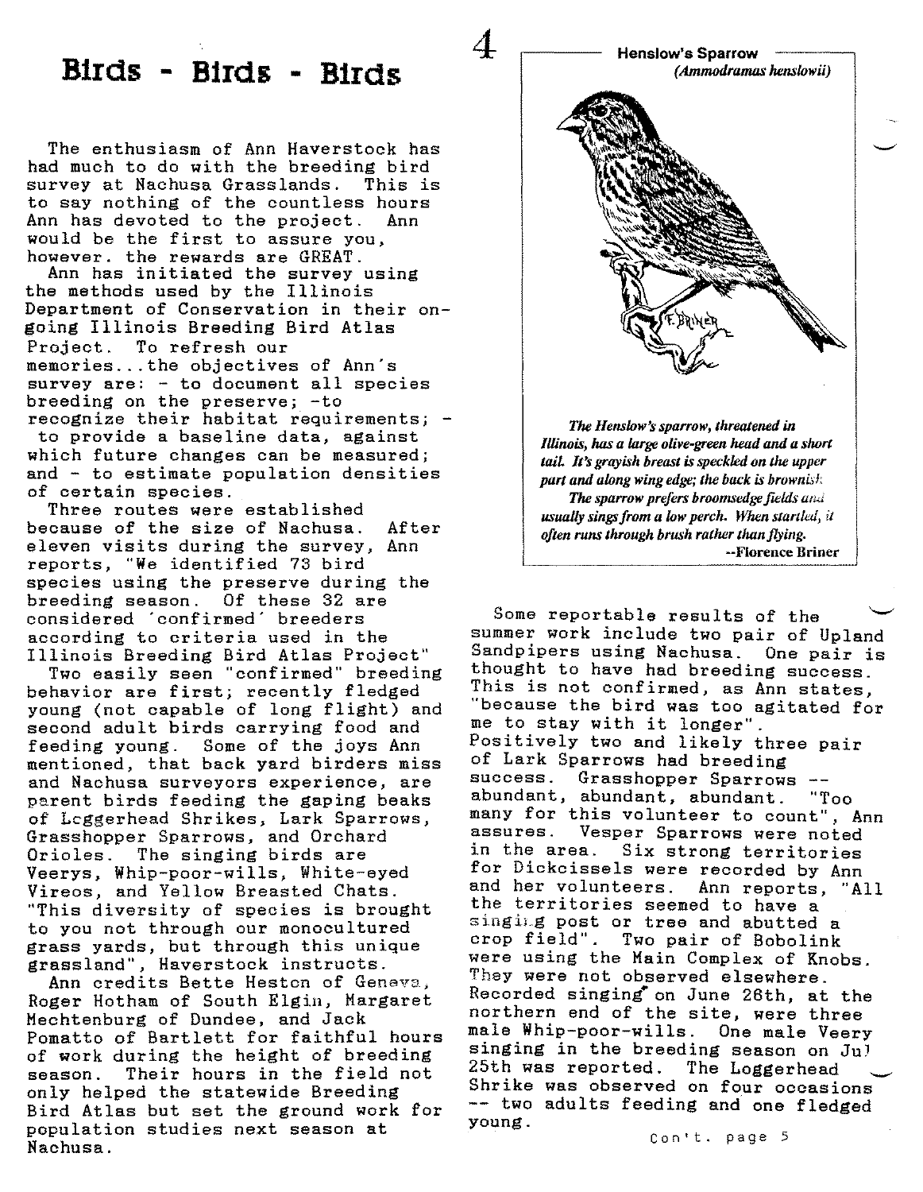# Birds - Birds - Birds

The enthusiasm of Ann Haverstock has had much to do with the breeding bird survey at Nachusa Grasslands. This is to say nothing of the countless hours Ann has devoted to the project. Ann would be the first to assure you, however. the rewards are GREAT.

Ann has initiated the survey using the methods used by the Illinois Department of Conservation in their on-going Illinois Breeding Bird Atlas Project. To refresh our memories...the objectives of Ann's survey are: - to document all species breeding on the preserve; -to recognize their habitat requirements; - to provide a baseline data, against which future changes can be measured; and - to estimate population densities of certain species.

Three routes were established because of the size of Nachusa. After eleven visits during the survey, Ann reports, "We identified 73 bird species using the preserve during the breeding season. Of these 32 are considered 'confirmed' breeders according to criteria used in the Illinois Breeding Bird Atlas Project"

Two easily seen "confirmed" breeding behavior are first; recently fledged young (not capable of long flight) and second adult birds carrying food and feeding young. Some of the joys Ann mentioned, that back yard birders miss and Nachusa surveyors experience, are parent birds feeding the gaping beaks of Loggerhead Shrikes, Lark Sparrows, Grasshopper Sparrows, and Orchard Orioles. The singing birds are Veerys, Whip-poor-wills, White-eyed Vireos, and Yellow Breasted Chats. "This diversity of species is brought to you not through our monocultured grass yards, but through this unique grassland", Haverstock instructs.

Ann credits Bette Heston of Geneva, Roger Hotham of South Elgin, Margaret Mechtenburg of Dundee, and Jack Pomatto of Bartlett for faithful hours of work during the height of breeding season. Their hours in the field not only helped the statewide Breeding Bird Atlas but set the ground work for population studies next season at Nachusa.

**Henslow's Sparrow**
*(Ammodramus henslowii)*

*The Henslow's sparrow, threatened in Illinois, has a large olive-green head and a short tail. It's grayish breast is speckled on the upper part and along wing edge; the back is brownish.*
*The sparrow prefers broomsedge fields and usually sings from a low perch. When startled, it often runs through brush rather than flying.*
**--Florence Briner**

Some reportable results of the summer work include two pair of Upland Sandpipers using Nachusa. One pair is thought to have had breeding success. This is not confirmed, as Ann states, "because the bird was too agitated for me to stay with it longer". Positively two and likely three pair of Lark Sparrows had breeding success. Grasshopper Sparrows -- abundant, abundant, abundant. "Too many for this volunteer to count", Ann assures. Vesper Sparrows were noted in the area. Six strong territories for Dickcissels were recorded by Ann and her volunteers. Ann reports, "All the territories seemed to have a singing post or tree and abutted a crop field". Two pair of Bobolink were using the Main Complex of Knobs. They were not observed elsewhere. Recorded singing on June 26th, at the northern end of the site, were three male Whip-poor-wills. One male Veery singing in the breeding season on Jul 25th was reported. The Loggerhead Shrike was observed on four occasions -- two adults feeding and one fledged young.

Con't. page 5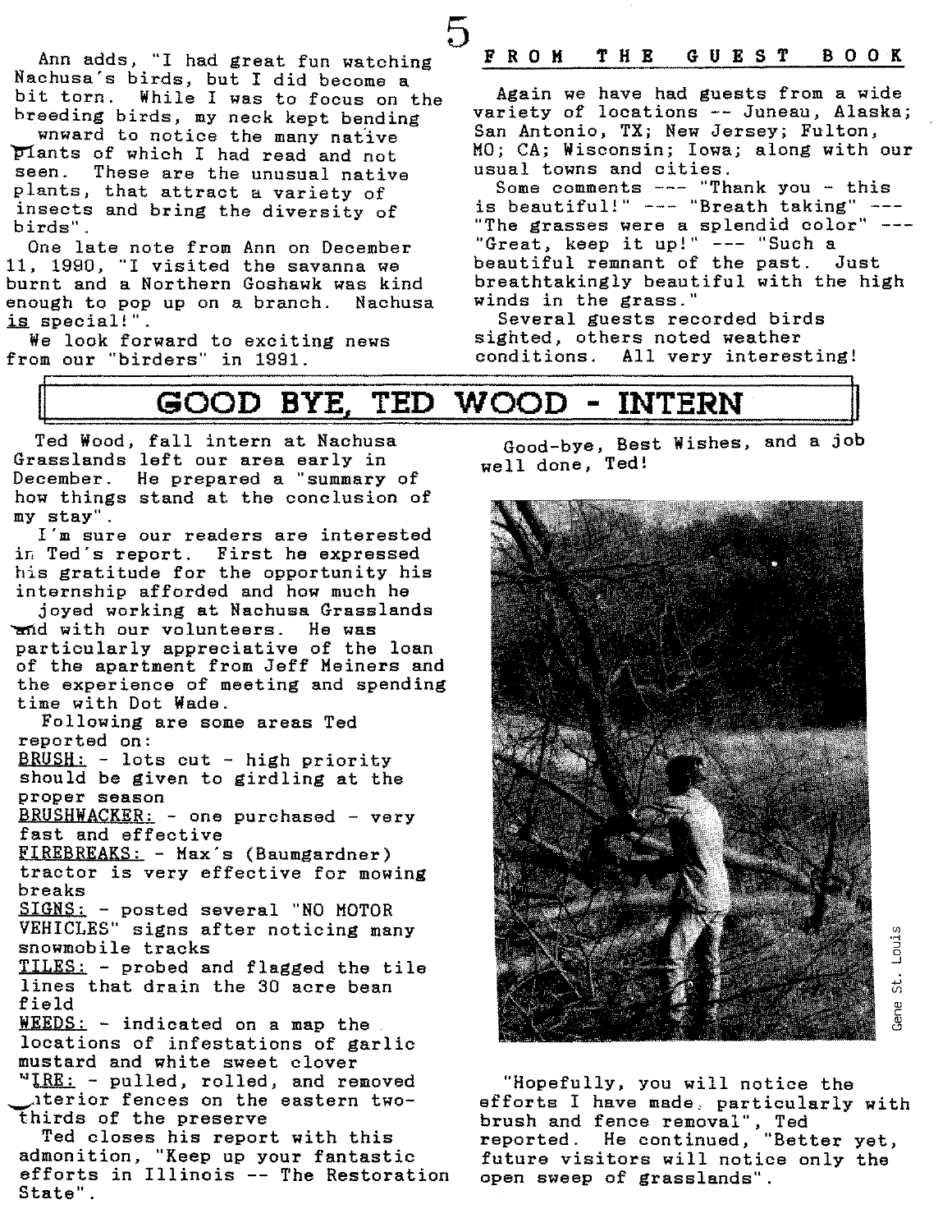Ann adds, "I had great fun watching Nachusa's birds, but I did become a bit torn. While I was to focus on the breeding birds, my neck kept bending wnward to notice the many native plants of which I had read and not seen. These are the unusual native plants, that attract a variety of insects and bring the diversity of birds".

One late note from Ann on December 11, 1990, "I visited the savanna we burnt and a Northern Goshawk was kind enough to pop up on a branch. Nachusa is special!".

We look forward to exciting news from our "birders" in 1991.

## FROM THE GUEST BOOK

Again we have had guests from a wide variety of locations -- Juneau, Alaska; San Antonio, TX; New Jersey; Fulton, MO; CA; Wisconsin; Iowa; along with our usual towns and cities.

Some comments --- "Thank you - this is beautiful!" --- "Breath taking" --- "The grasses were a splendid color" --- "Great, keep it up!" --- "Such a beautiful remnant of the past. Just breathtakingly beautiful with the high winds in the grass."

Several guests recorded birds sighted, others noted weather conditions. All very interesting!

# GOOD BYE, TED WOOD - INTERN

Ted Wood, fall intern at Nachusa Grasslands left our area early in December. He prepared a "summary of how things stand at the conclusion of my stay".

I'm sure our readers are interested in Ted's report. First he expressed his gratitude for the opportunity his internship afforded and how much he joyed working at Nachusa Grasslands and with our volunteers. He was particularly appreciative of the loan of the apartment from Jeff Meiners and the experience of meeting and spending time with Dot Wade.

Following are some areas Ted reported on:

BRUSH: - lots cut - high priority should be given to girdling at the proper season

BRUSHWACKER: - one purchased - very fast and effective

FIREBREAKS: - Max's (Baumgardner) tractor is very effective for mowing breaks

SIGNS: - posted several "NO MOTOR VEHICLES" signs after noticing many snowmobile tracks

TILES: - probed and flagged the tile lines that drain the 30 acre bean field

WEEDS: - indicated on a map the locations of infestations of garlic mustard and white sweet clover

WIRE: - pulled, rolled, and removed interior fences on the eastern two-thirds of the preserve

Ted closes his report with this admonition, "Keep up your fantastic efforts in Illinois -- The Restoration State".

Good-bye, Best Wishes, and a job well done, Ted!

Gene St. Louis

"Hopefully, you will notice the efforts I have made, particularly with brush and fence removal", Ted reported. He continued, "Better yet, future visitors will notice only the open sweep of grasslands".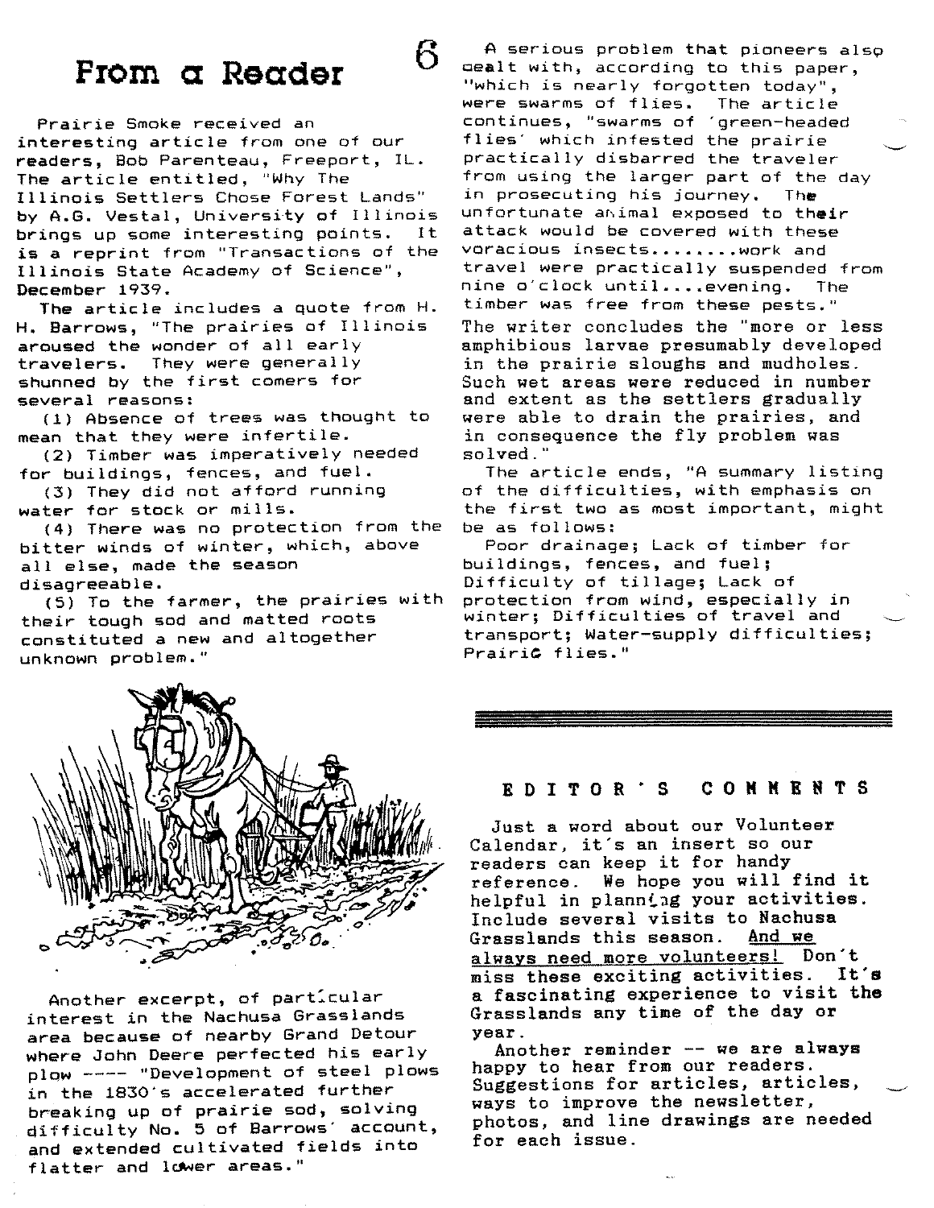# From a Reader

Prairie Smoke received an interesting article from one of our readers, Bob Parenteau, Freeport, IL. The article entitled, "Why The Illinois Settlers Chose Forest Lands" by A.G. Vestal, University of Illinois brings up some interesting points. It is a reprint from "Transactions of the Illinois State Academy of Science", December 1939.

The article includes a quote from H. H. Barrows, "The prairies of Illinois aroused the wonder of all early travelers. They were generally shunned by the first comers for several reasons:

(1) Absence of trees was thought to mean that they were infertile.

(2) Timber was imperatively needed for buildings, fences, and fuel.

(3) They did not afford running water for stock or mills.

(4) There was no protection from the bitter winds of winter, which, above all else, made the season disagreeable.

(5) To the farmer, the prairies with their tough sod and matted roots constituted a new and altogether unknown problem."

Another excerpt, of particular interest in the Nachusa Grasslands area because of nearby Grand Detour where John Deere perfected his early plow ---- "Development of steel plows in the 1830's accelerated further breaking up of prairie sod, solving difficulty No. 5 of Barrows' account, and extended cultivated fields into flatter and lower areas."

A serious problem that pioneers also dealt with, according to this paper, "which is nearly forgotten today", were swarms of flies. The article continues, "swarms of 'green-headed flies' which infested the prairie practically disbarred the traveler from using the larger part of the day in prosecuting his journey. The unfortunate animal exposed to their attack would be covered with these voracious insects........work and travel were practically suspended from nine o'clock until....evening. The timber was free from these pests." The writer concludes the "more or less amphibious larvae presumably developed in the prairie sloughs and mudholes. Such wet areas were reduced in number and extent as the settlers gradually were able to drain the prairies, and in consequence the fly problem was solved."

The article ends, "A summary listing of the difficulties, with emphasis on the first two as most important, might be as follows:

Poor drainage; Lack of timber for buildings, fences, and fuel; Difficulty of tillage; Lack of protection from wind, especially in winter; Difficulties of travel and transport; Water-supply difficulties; Prairie flies."

---

## EDITOR'S COMMENTS

Just a word about our Volunteer Calendar, it's an insert so our readers can keep it for handy reference. We hope you will find it helpful in planning your activities. Include several visits to Nachusa Grasslands this season. <u>And we always need more volunteers!</u> Don't miss these exciting activities. It's a fascinating experience to visit the Grasslands any time of the day or year.

Another reminder -- we are always happy to hear from our readers. Suggestions for articles, articles, ways to improve the newsletter, photos, and line drawings are needed for each issue.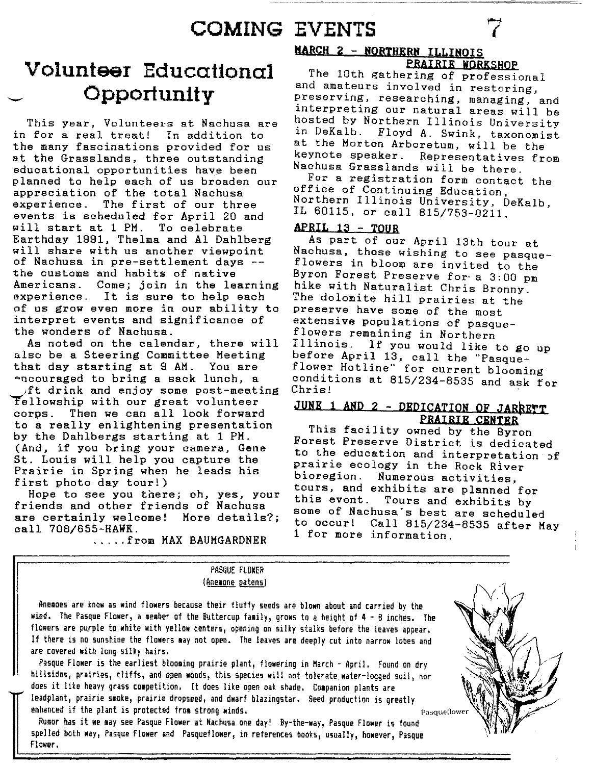# COMING EVENTS

## Volunteer Educational Opportunity

This year, Volunteers at Nachusa are in for a real treat! In addition to the many fascinations provided for us at the Grasslands, three outstanding educational opportunities have been planned to help each of us broaden our appreciation of the total Nachusa experience. The first of our three events is scheduled for April 20 and will start at 1 PM. To celebrate Earthday 1991, Thelma and Al Dahlberg will share with us another viewpoint of Nachusa in pre-settlement days -- the customs and habits of native Americans. Come; join in the learning experience. It is sure to help each of us grow even more in our ability to interpret events and significance of the wonders of Nachusa.

As noted on the calendar, there will also be a Steering Committee Meeting that day starting at 9 AM. You are encouraged to bring a sack lunch, a soft drink and enjoy some post-meeting fellowship with our great volunteer corps. Then we can all look forward to a really enlightening presentation by the Dahlbergs starting at 1 PM. (And, if you bring your camera, Gene St. Louis will help you capture the Prairie in Spring when he leads his first photo day tour!)

Hope to see you there; oh, yes, your friends and other friends of Nachusa are certainly welcome! More details?; call 708/655-HAWK.

.....from MAX BAUMGARDNER

### MARCH 2 - NORTHERN ILLINOIS PRAIRIE WORKSHOP

The 10th gathering of professional and amateurs involved in restoring, preserving, researching, managing, and interpreting our natural areas will be hosted by Northern Illinois University in DeKalb. Floyd A. Swink, taxonomist at the Morton Arboretum, will be the keynote speaker. Representatives from Nachusa Grasslands will be there.

For a registration form contact the office of Continuing Education, Northern Illinois University, DeKalb, IL 60115, or call 815/753-0211.

### APRIL 13 - TOUR

As part of our April 13th tour at Nachusa, those wishing to see pasque-flowers in bloom are invited to the Byron Forest Preserve for a 3:00 pm hike with Naturalist Chris Bronny. The dolomite hill prairies at the preserve have some of the most extensive populations of pasque-flowers remaining in Northern Illinois. If you would like to go up before April 13, call the "Pasque-flower Hotline" for current blooming conditions at 815/234-8535 and ask for Chris!

### JUNE 1 AND 2 - DEDICATION OF JARRETT PRAIRIE CENTER

This facility owned by the Byron Forest Preserve District is dedicated to the education and interpretation of prairie ecology in the Rock River bioregion. Numerous activities, tours, and exhibits are planned for this event. Tours and exhibits by some of Nachusa's best are scheduled to occur! Call 815/234-8535 after May 1 for more information.

---

**PASQUE FLOWER**
(Anemone patens)

Anemoes are know as wind flowers because their fluffy seeds are blown about and carried by the wind. The Pasque Flower, a member of the Buttercup family, grows to a height of 4 - 8 inches. The flowers are purple to white with yellow centers, opening on silky stalks before the leaves appear. If there is no sunshine the flowers may not open. The leaves are deeply cut into narrow lobes and are covered with long silky hairs.

Pasque Flower is the earliest blooming prairie plant, flowering in March - April. Found on dry hillsides, prairies, cliffs, and open woods, this species will not tolerate water-logged soil, nor does it like heavy grass competition. It does like open oak shade. Companion plants are leadplant, prairie smoke, prairie dropseed, and dwarf blazingstar. Seed production is greatly enhanced if the plant is protected from strong winds.

Rumor has it we may see Pasque Flower at Nachusa one day! By-the-way, Pasque Flower is found spelled both way, Pasque Flower and Pasqueflower, in references books, usually, however, Pasque Flower.

Pasqueflower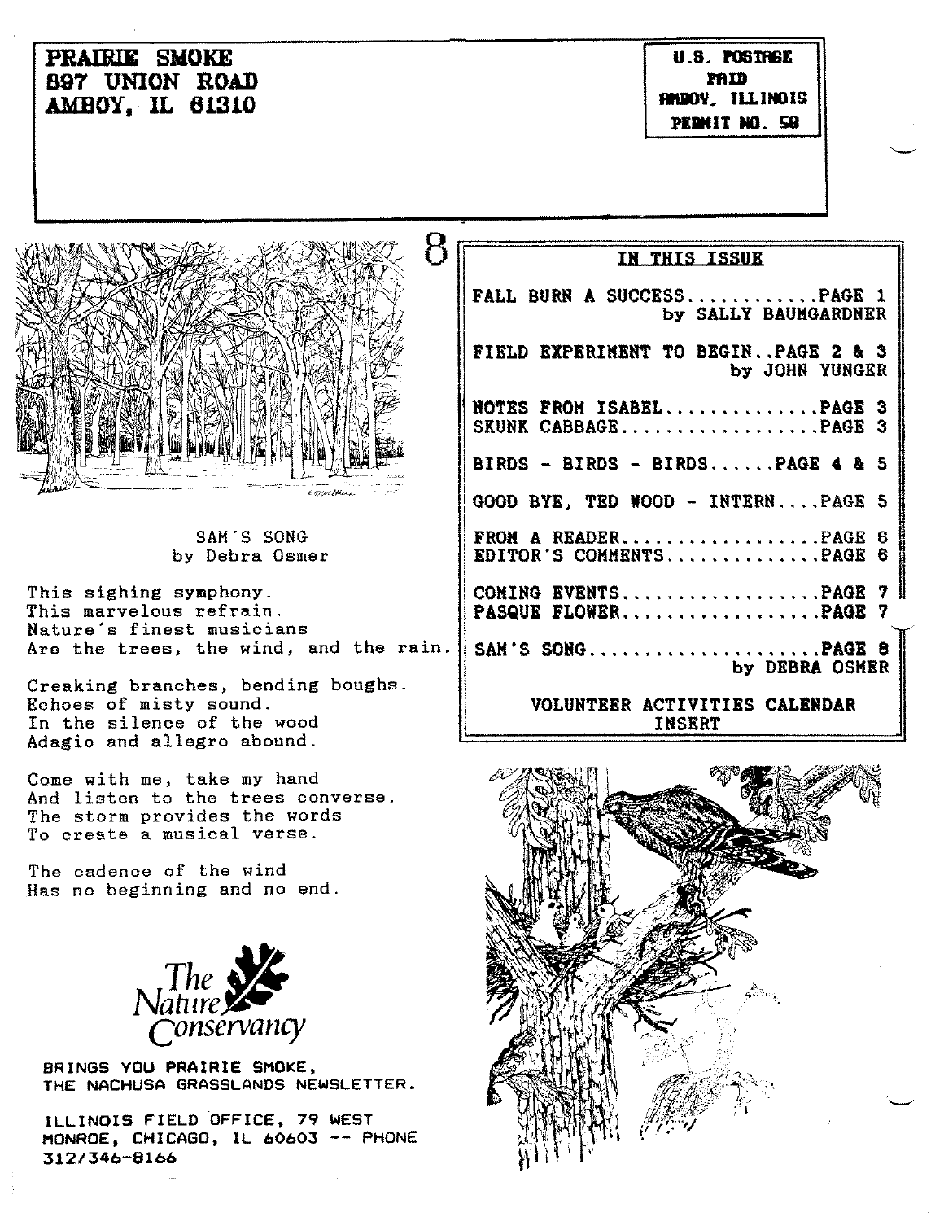PRAIRIE SMOKE
897 UNION ROAD
AMBOY, IL 61310

U.S. POSTAGE
PAID
AMBOY, ILLINOIS
PERMIT NO. 59

## IN THIS ISSUE

FALL BURN A SUCCESS............PAGE 1
by SALLY BAUMGARDNER

FIELD EXPERIMENT TO BEGIN..PAGE 2 & 3
by JOHN YUNGER

NOTES FROM ISABEL..............PAGE 3
SKUNK CABBAGE..................PAGE 3

BIRDS - BIRDS - BIRDS......PAGE 4 & 5

GOOD BYE, TED WOOD - INTERN....PAGE 5

FROM A READER..................PAGE 6
EDITOR'S COMMENTS..............PAGE 6

COMING EVENTS..................PAGE 7
PASQUE FLOWER..................PAGE 7

SAM'S SONG.....................PAGE 8
by DEBRA OSMER

VOLUNTEER ACTIVITIES CALENDAR
INSERT

## SAM'S SONG
by Debra Osmer

This sighing symphony.
This marvelous refrain.
Nature's finest musicians
Are the trees, the wind, and the rain.

Creaking branches, bending boughs.
Echoes of misty sound.
In the silence of the wood
Adagio and allegro abound.

Come with me, take my hand
And listen to the trees converse.
The storm provides the words
To create a musical verse.

The cadence of the wind
Has no beginning and no end.

The Nature Conservancy

BRINGS YOU PRAIRIE SMOKE,
THE NACHUSA GRASSLANDS NEWSLETTER.

ILLINOIS FIELD OFFICE, 79 WEST
MONROE, CHICAGO, IL 60603 -- PHONE
312/346-8166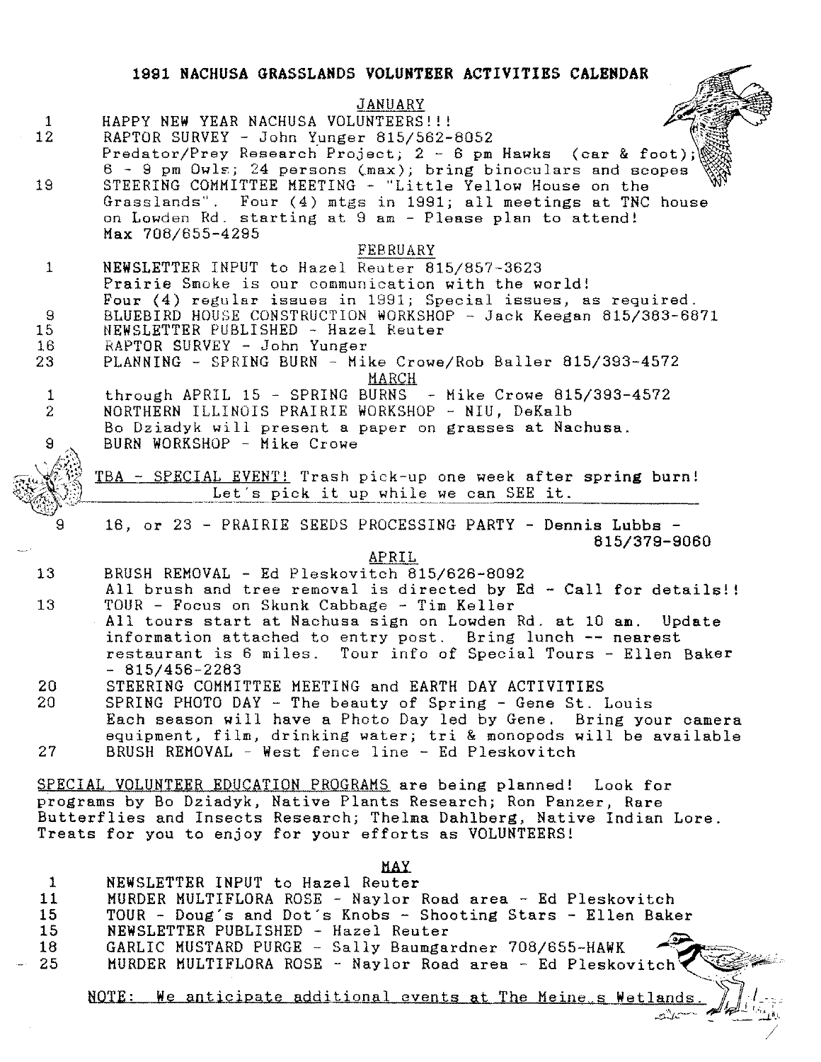# 1991 NACHUSA GRASSLANDS VOLUNTEER ACTIVITIES CALENDAR

## JANUARY

1 HAPPY NEW YEAR NACHUSA VOLUNTEERS!!!

12 RAPTOR SURVEY - John Yunger 815/562-8052
Predator/Prey Research Project; 2 - 6 pm Hawks (car & foot); 6 - 9 pm Owls; 24 persons (max); bring binoculars and scopes

19 STEERING COMMITTEE MEETING - "Little Yellow House on the Grasslands". Four (4) mtgs in 1991; all meetings at TNC house on Lowden Rd. starting at 9 am - Please plan to attend! Max 708/655-4295

## FEBRUARY

1 NEWSLETTER INPUT to Hazel Reuter 815/857-3623
Prairie Smoke is our communication with the world!
Four (4) regular issues in 1991; Special issues, as required.

9 BLUEBIRD HOUSE CONSTRUCTION WORKSHOP - Jack Keegan 815/383-6871

15 NEWSLETTER PUBLISHED - Hazel Reuter

16 RAPTOR SURVEY - John Yunger

23 PLANNING - SPRING BURN - Mike Crowe/Rob Baller 815/393-4572

## MARCH

1 through APRIL 15 - SPRING BURNS - Mike Crowe 815/393-4572

2 NORTHERN ILLINOIS PRAIRIE WORKSHOP - NIU, DeKalb
Bo Dziadyk will present a paper on grasses at Nachusa.

9 BURN WORKSHOP - Mike Crowe

TBA - SPECIAL EVENT! Trash pick-up one week after spring burn! Let's pick it up while we can SEE it.

9 16, or 23 - PRAIRIE SEEDS PROCESSING PARTY - Dennis Lubbs - 815/379-9060

## APRIL

13 BRUSH REMOVAL - Ed Pleskovitch 815/626-8092
All brush and tree removal is directed by Ed - Call for details!!

13 TOUR - Focus on Skunk Cabbage - Tim Keller
All tours start at Nachusa sign on Lowden Rd. at 10 am. Update information attached to entry post. Bring lunch -- nearest restaurant is 6 miles. Tour info of Special Tours - Ellen Baker - 815/456-2283

20 STEERING COMMITTEE MEETING and EARTH DAY ACTIVITIES

20 SPRING PHOTO DAY - The beauty of Spring - Gene St. Louis
Each season will have a Photo Day led by Gene. Bring your camera equipment, film, drinking water; tri & monopods will be available

27 BRUSH REMOVAL - West fence line - Ed Pleskovitch

SPECIAL VOLUNTEER EDUCATION PROGRAMS are being planned! Look for programs by Bo Dziadyk, Native Plants Research; Ron Panzer, Rare Butterflies and Insects Research; Thelma Dahlberg, Native Indian Lore. Treats for you to enjoy for your efforts as VOLUNTEERS!

## MAY

1 NEWSLETTER INPUT to Hazel Reuter

11 MURDER MULTIFLORA ROSE - Naylor Road area - Ed Pleskovitch

15 TOUR - Doug's and Dot's Knobs - Shooting Stars - Ellen Baker

15 NEWSLETTER PUBLISHED - Hazel Reuter

18 GARLIC MUSTARD PURGE - Sally Baumgardner 708/655-HAWK

25 MURDER MULTIFLORA ROSE - Naylor Road area - Ed Pleskovitch

NOTE: We anticipate additional events at The Meine s Wetlands.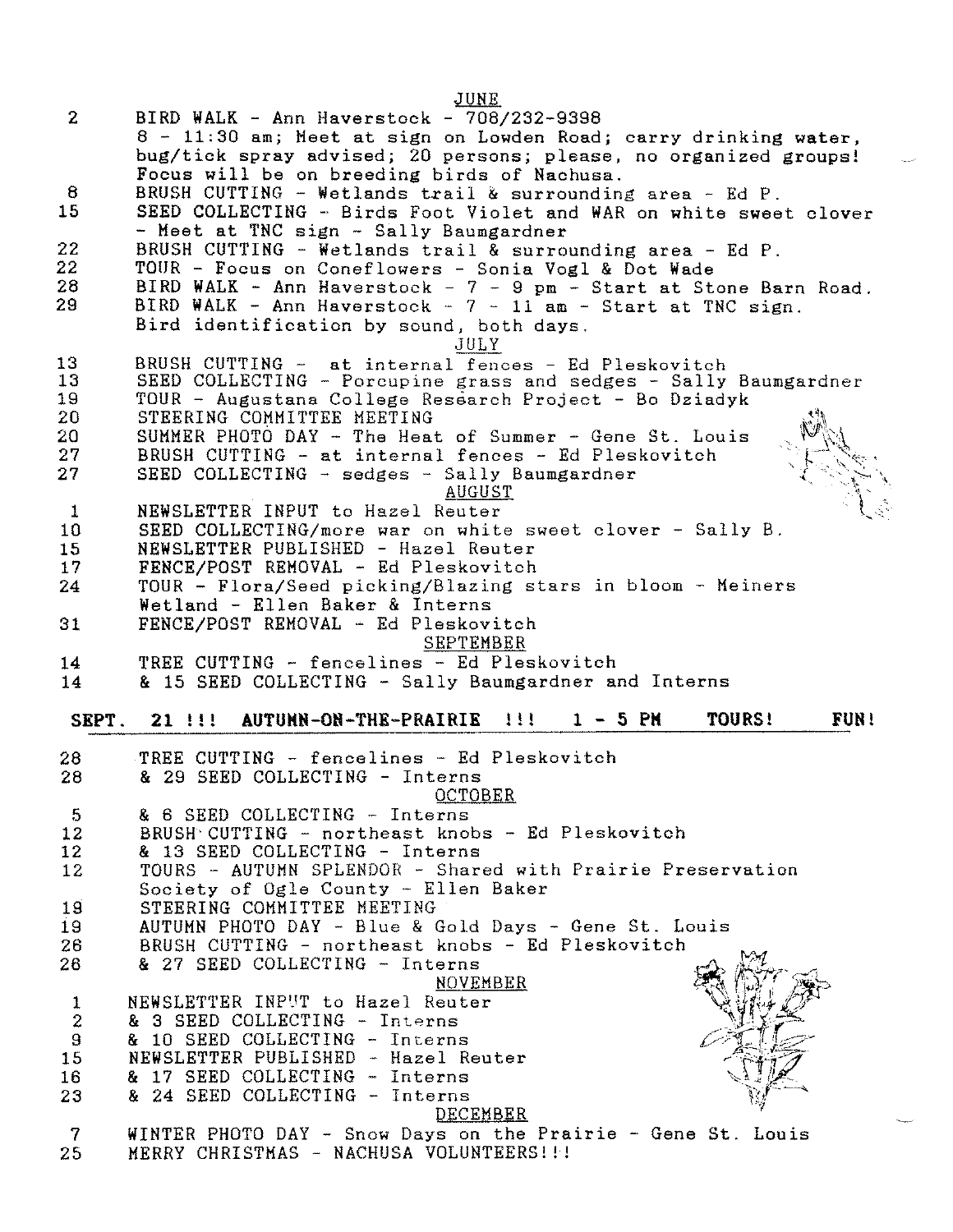## JUNE

2 BIRD WALK - Ann Haverstock - 708/232-9398
8 - 11:30 am; Meet at sign on Lowden Road; carry drinking water, bug/tick spray advised; 20 persons; please, no organized groups! Focus will be on breeding birds of Nachusa.

8 BRUSH CUTTING - Wetlands trail & surrounding area - Ed P.

15 SEED COLLECTING - Birds Foot Violet and WAR on white sweet clover - Meet at TNC sign - Sally Baumgardner

22 BRUSH CUTTING - Wetlands trail & surrounding area - Ed P.

22 TOUR - Focus on Coneflowers - Sonia Vogl & Dot Wade

28 BIRD WALK - Ann Haverstock - 7 - 9 pm - Start at Stone Barn Road.

29 BIRD WALK - Ann Haverstock - 7 - 11 am - Start at TNC sign.
Bird identification by sound, both days.

## JULY

13 BRUSH CUTTING - at internal fences - Ed Pleskovitch

13 SEED COLLECTING - Porcupine grass and sedges - Sally Baumgardner

19 TOUR - Augustana College Research Project - Bo Dziadyk

20 STEERING COMMITTEE MEETING

20 SUMMER PHOTO DAY - The Heat of Summer - Gene St. Louis

27 BRUSH CUTTING - at internal fences - Ed Pleskovitch

27 SEED COLLECTING - sedges - Sally Baumgardner

## AUGUST

1 NEWSLETTER INPUT to Hazel Reuter

10 SEED COLLECTING/more war on white sweet clover - Sally B.

15 NEWSLETTER PUBLISHED - Hazel Reuter

17 FENCE/POST REMOVAL - Ed Pleskovitch

24 TOUR - Flora/Seed picking/Blazing stars in bloom - Meiners Wetland - Ellen Baker & Interns

31 FENCE/POST REMOVAL - Ed Pleskovitch

## SEPTEMBER

14 TREE CUTTING - fencelines - Ed Pleskovitch

14 & 15 SEED COLLECTING - Sally Baumgardner and Interns

**SEPT. 21 !!! AUTUMN-ON-THE-PRAIRIE !!! 1 - 5 PM TOURS! FUN!**

28 TREE CUTTING - fencelines - Ed Pleskovitch

28 & 29 SEED COLLECTING - Interns

## OCTOBER

5 & 6 SEED COLLECTING - Interns

12 BRUSH CUTTING - northeast knobs - Ed Pleskovitch

12 & 13 SEED COLLECTING - Interns

12 TOURS - AUTUMN SPLENDOR - Shared with Prairie Preservation Society of Ogle County - Ellen Baker

19 STEERING COMMITTEE MEETING

19 AUTUMN PHOTO DAY - Blue & Gold Days - Gene St. Louis

26 BRUSH CUTTING - northeast knobs - Ed Pleskovitch

26 & 27 SEED COLLECTING - Interns

## NOVEMBER

1 NEWSLETTER INPUT to Hazel Reuter

2 & 3 SEED COLLECTING - Interns

9 & 10 SEED COLLECTING - Interns

15 NEWSLETTER PUBLISHED - Hazel Reuter

16 & 17 SEED COLLECTING - Interns

23 & 24 SEED COLLECTING - Interns

## DECEMBER

7 WINTER PHOTO DAY - Snow Days on the Prairie - Gene St. Louis

25 MERRY CHRISTMAS - NACHUSA VOLUNTEERS!!!